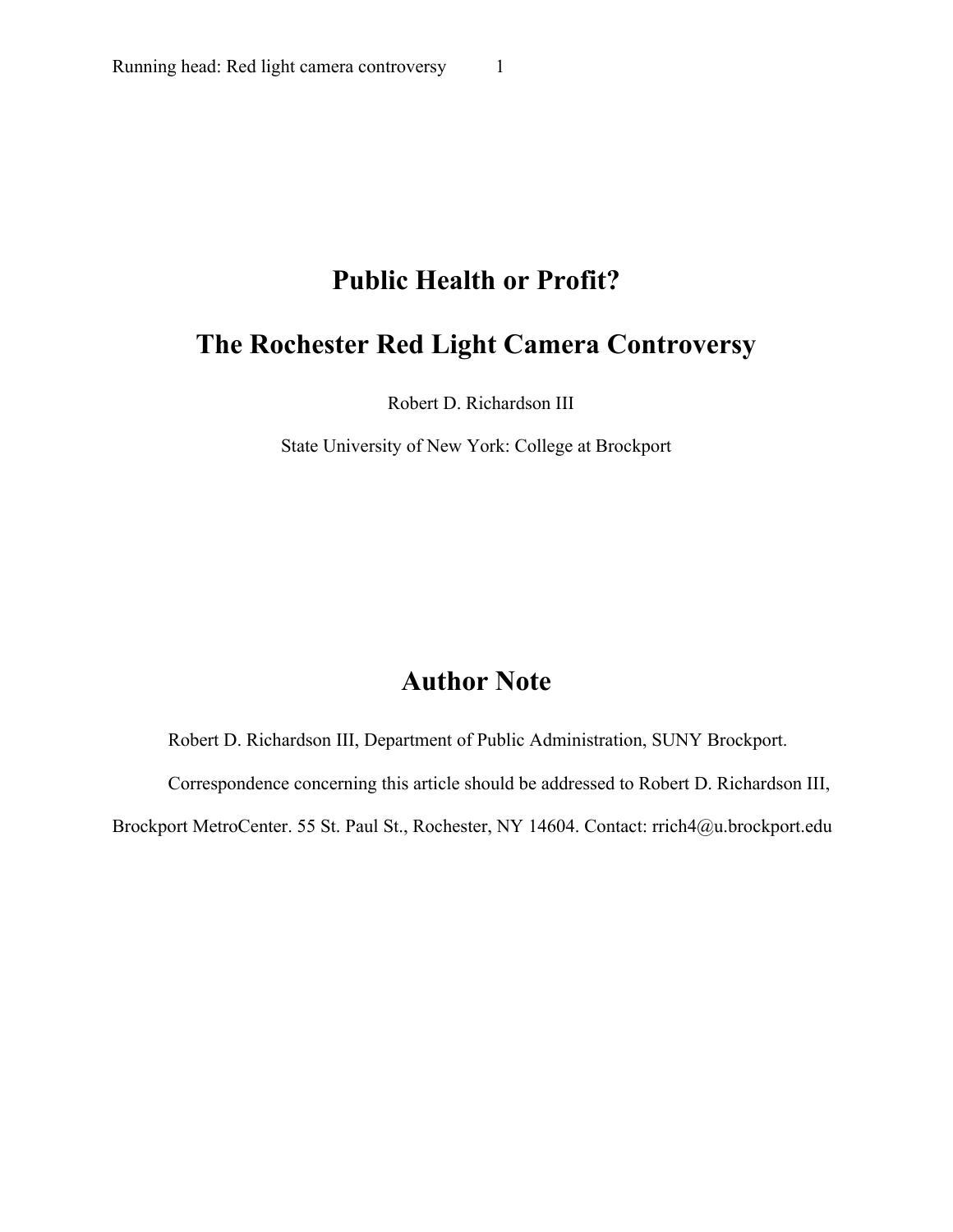# Public Health or Profit?

# The Rochester Red Light Camera Controversy

Robert D. Richardson III

State University of New York: College at Brockport

## Author Note

Robert D. Richardson III, Department of Public Administration, SUNY Brockport.

Correspondence concerning this article should be addressed to Robert D. Richardson III, Brockport MetroCenter. 55 St. Paul St., Rochester, NY 14604. Contact: rrich4@u.brockport.edu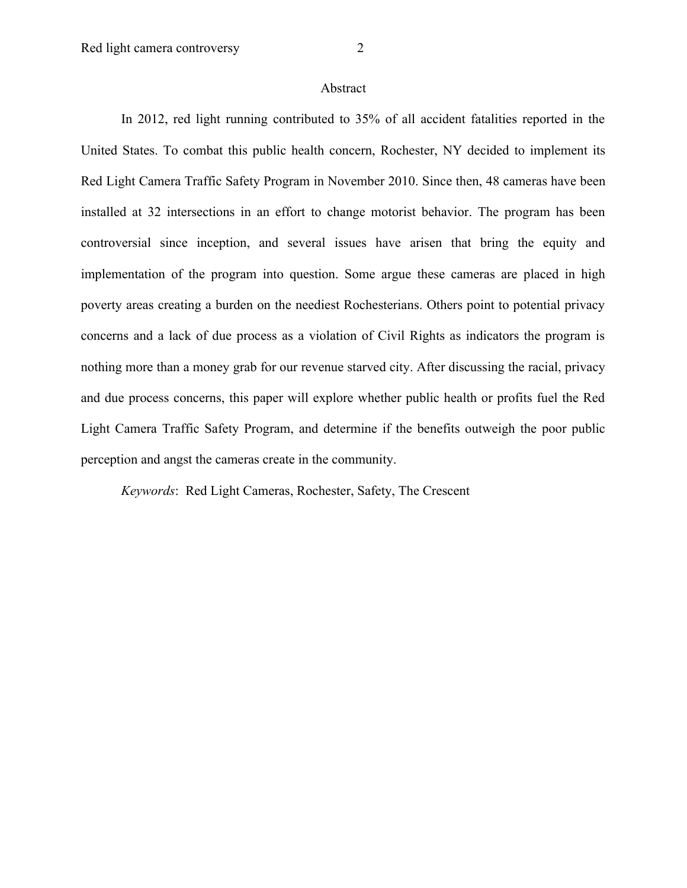## Abstract

In 2012, red light running contributed to 35% of all accident fatalities reported in the United States. To combat this public health concern, Rochester, NY decided to implement its Red Light Camera Traffic Safety Program in November 2010. Since then, 48 cameras have been installed at 32 intersections in an effort to change motorist behavior. The program has been controversial since inception, and several issues have arisen that bring the equity and implementation of the program into question. Some argue these cameras are placed in high poverty areas creating a burden on the neediest Rochesterians. Others point to potential privacy concerns and a lack of due process as a violation of Civil Rights as indicators the program is nothing more than a money grab for our revenue starved city. After discussing the racial, privacy and due process concerns, this paper will explore whether public health or profits fuel the Red Light Camera Traffic Safety Program, and determine if the benefits outweigh the poor public perception and angst the cameras create in the community.

*Keywords*: Red Light Cameras, Rochester, Safety, The Crescent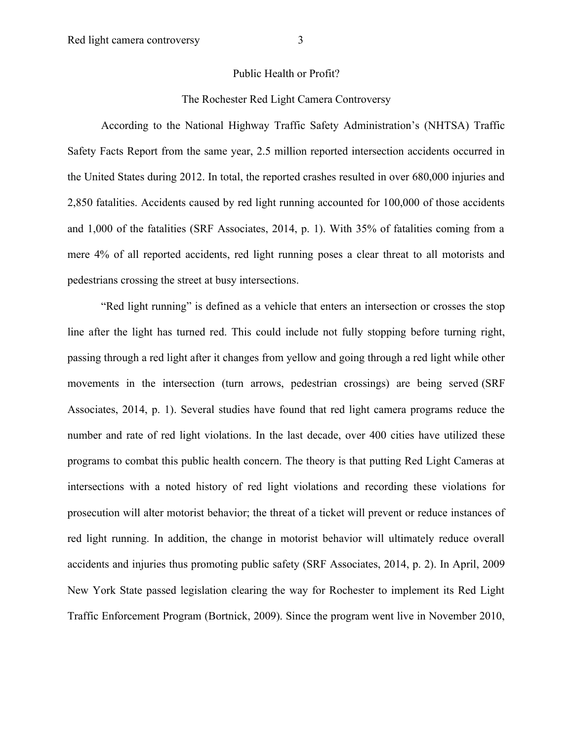# Public Health or Profit?

## The Rochester Red Light Camera Controversy

According to the National Highway Traffic Safety Administration's (NHTSA) Traffic Safety Facts Report from the same year, 2.5 million reported intersection accidents occurred in the United States during 2012. In total, the reported crashes resulted in over 680,000 injuries and 2,850 fatalities. Accidents caused by red light running accounted for 100,000 of those accidents and 1,000 of the fatalities (SRF Associates, 2014, p. 1). With 35% of fatalities coming from a mere 4% of all reported accidents, red light running poses a clear threat to all motorists and pedestrians crossing the street at busy intersections.

"Red light running" is defined as a vehicle that enters an intersection or crosses the stop line after the light has turned red. This could include not fully stopping before turning right, passing through a red light after it changes from yellow and going through a red light while other movements in the intersection (turn arrows, pedestrian crossings) are being served (SRF Associates, 2014, p. 1). Several studies have found that red light camera programs reduce the number and rate of red light violations. In the last decade, over 400 cities have utilized these programs to combat this public health concern. The theory is that putting Red Light Cameras at intersections with a noted history of red light violations and recording these violations for prosecution will alter motorist behavior; the threat of a ticket will prevent or reduce instances of red light running. In addition, the change in motorist behavior will ultimately reduce overall accidents and injuries thus promoting public safety (SRF Associates, 2014, p. 2). In April, 2009 New York State passed legislation clearing the way for Rochester to implement its Red Light Traffic Enforcement Program (Bortnick, 2009). Since the program went live in November 2010,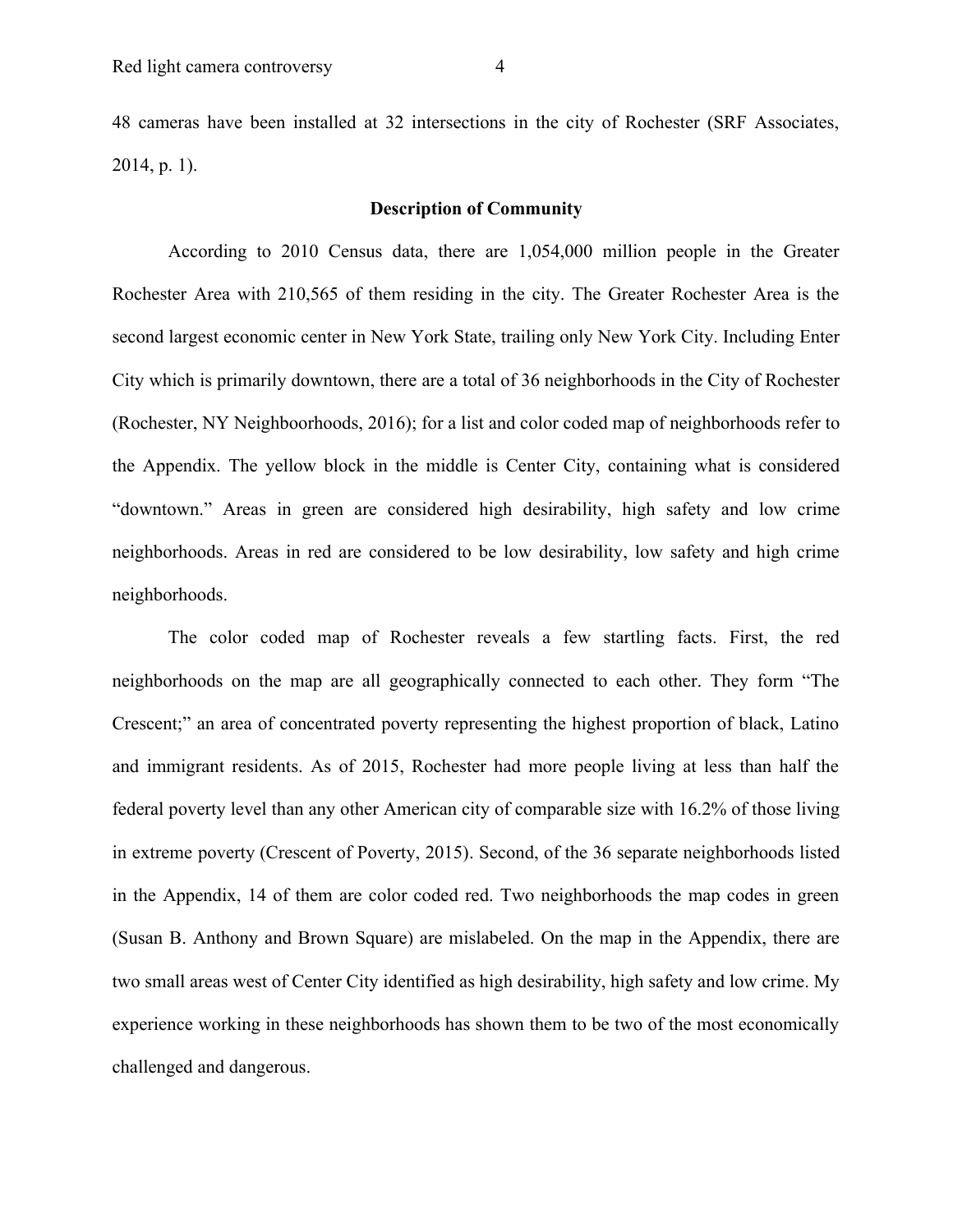48 cameras have been installed at 32 intersections in the city of Rochester (SRF Associates, 2014, p. 1).

## Description of Community

According to 2010 Census data, there are 1,054,000 million people in the Greater Rochester Area with 210,565 of them residing in the city. The Greater Rochester Area is the second largest economic center in New York State, trailing only New York City. Including Enter City which is primarily downtown, there are a total of 36 neighborhoods in the City of Rochester (Rochester, NY Neighboorhoods, 2016); for a list and color coded map of neighborhoods refer to the Appendix. The yellow block in the middle is Center City, containing what is considered "downtown." Areas in green are considered high desirability, high safety and low crime neighborhoods. Areas in red are considered to be low desirability, low safety and high crime neighborhoods.

The color coded map of Rochester reveals a few startling facts. First, the red neighborhoods on the map are all geographically connected to each other. They form "The Crescent;" an area of concentrated poverty representing the highest proportion of black, Latino and immigrant residents. As of 2015, Rochester had more people living at less than half the federal poverty level than any other American city of comparable size with 16.2% of those living in extreme poverty (Crescent of Poverty, 2015). Second, of the 36 separate neighborhoods listed in the Appendix, 14 of them are color coded red. Two neighborhoods the map codes in green (Susan B. Anthony and Brown Square) are mislabeled. On the map in the Appendix, there are two small areas west of Center City identified as high desirability, high safety and low crime. My experience working in these neighborhoods has shown them to be two of the most economically challenged and dangerous.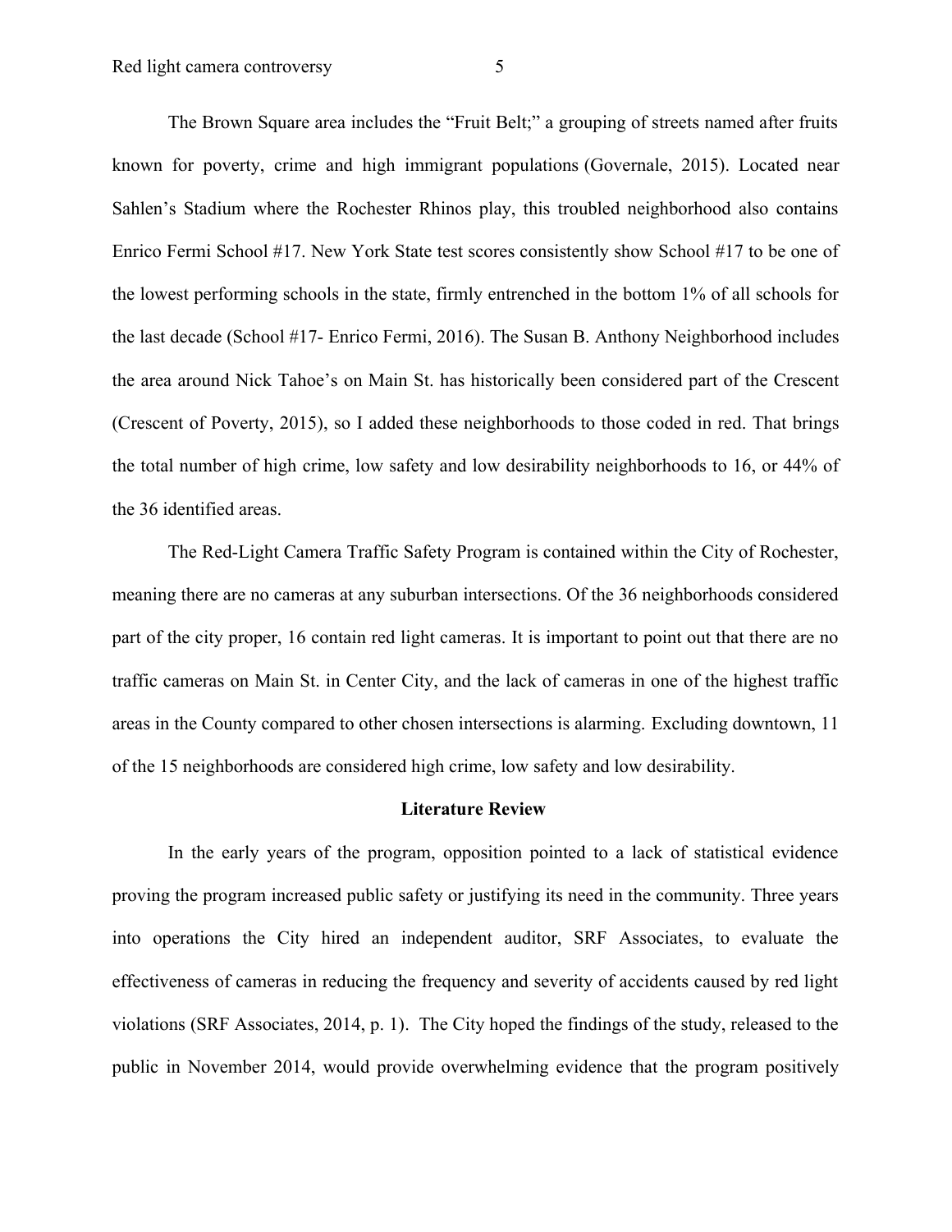The Brown Square area includes the “Fruit Belt;” a grouping of streets named after fruits known for poverty, crime and high immigrant populations (Governale, 2015). Located near Sahlen’s Stadium where the Rochester Rhinos play, this troubled neighborhood also contains Enrico Fermi School #17. New York State test scores consistently show School #17 to be one of the lowest performing schools in the state, firmly entrenched in the bottom 1% of all schools for the last decade (School #17- Enrico Fermi, 2016). The Susan B. Anthony Neighborhood includes the area around Nick Tahoe’s on Main St. has historically been considered part of the Crescent (Crescent of Poverty, 2015), so I added these neighborhoods to those coded in red. That brings the total number of high crime, low safety and low desirability neighborhoods to 16, or 44% of the 36 identified areas.

The Red-Light Camera Traffic Safety Program is contained within the City of Rochester, meaning there are no cameras at any suburban intersections. Of the 36 neighborhoods considered part of the city proper, 16 contain red light cameras. It is important to point out that there are no traffic cameras on Main St. in Center City, and the lack of cameras in one of the highest traffic areas in the County compared to other chosen intersections is alarming. Excluding downtown, 11 of the 15 neighborhoods are considered high crime, low safety and low desirability.

## Literature Review

In the early years of the program, opposition pointed to a lack of statistical evidence proving the program increased public safety or justifying its need in the community. Three years into operations the City hired an independent auditor, SRF Associates, to evaluate the effectiveness of cameras in reducing the frequency and severity of accidents caused by red light violations (SRF Associates, 2014, p. 1). The City hoped the findings of the study, released to the public in November 2014, would provide overwhelming evidence that the program positively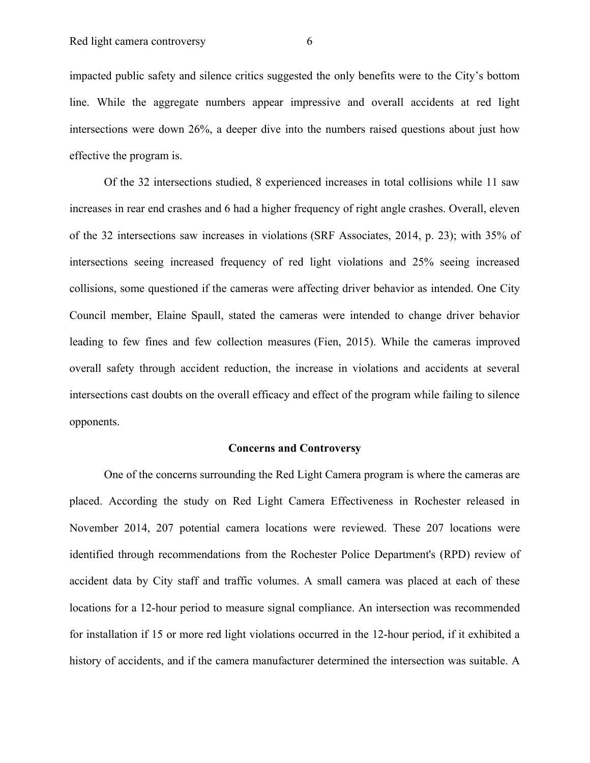impacted public safety and silence critics suggested the only benefits were to the City's bottom line. While the aggregate numbers appear impressive and overall accidents at red light intersections were down 26%, a deeper dive into the numbers raised questions about just how effective the program is.

Of the 32 intersections studied, 8 experienced increases in total collisions while 11 saw increases in rear end crashes and 6 had a higher frequency of right angle crashes. Overall, eleven of the 32 intersections saw increases in violations (SRF Associates, 2014, p. 23); with 35% of intersections seeing increased frequency of red light violations and 25% seeing increased collisions, some questioned if the cameras were affecting driver behavior as intended. One City Council member, Elaine Spaull, stated the cameras were intended to change driver behavior leading to few fines and few collection measures (Fien, 2015). While the cameras improved overall safety through accident reduction, the increase in violations and accidents at several intersections cast doubts on the overall efficacy and effect of the program while failing to silence opponents.

## Concerns and Controversy

One of the concerns surrounding the Red Light Camera program is where the cameras are placed. According the study on Red Light Camera Effectiveness in Rochester released in November 2014, 207 potential camera locations were reviewed. These 207 locations were identified through recommendations from the Rochester Police Department's (RPD) review of accident data by City staff and traffic volumes. A small camera was placed at each of these locations for a 12-hour period to measure signal compliance. An intersection was recommended for installation if 15 or more red light violations occurred in the 12-hour period, if it exhibited a history of accidents, and if the camera manufacturer determined the intersection was suitable. A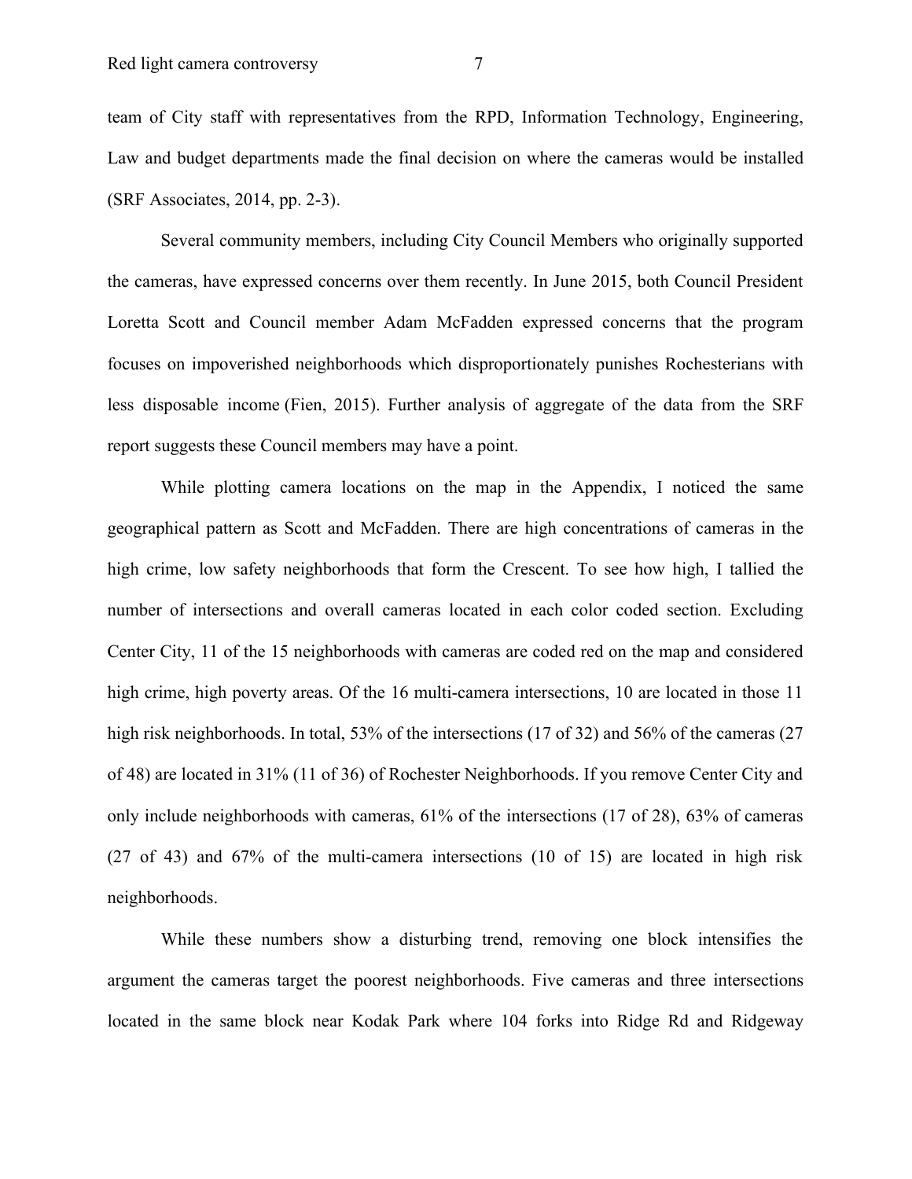team of City staff with representatives from the RPD, Information Technology, Engineering, Law and budget departments made the final decision on where the cameras would be installed (SRF Associates, 2014, pp. 2-3).

Several community members, including City Council Members who originally supported the cameras, have expressed concerns over them recently. In June 2015, both Council President Loretta Scott and Council member Adam McFadden expressed concerns that the program focuses on impoverished neighborhoods which disproportionately punishes Rochesterians with less disposable income (Fien, 2015). Further analysis of aggregate of the data from the SRF report suggests these Council members may have a point.

While plotting camera locations on the map in the Appendix, I noticed the same geographical pattern as Scott and McFadden. There are high concentrations of cameras in the high crime, low safety neighborhoods that form the Crescent. To see how high, I tallied the number of intersections and overall cameras located in each color coded section. Excluding Center City, 11 of the 15 neighborhoods with cameras are coded red on the map and considered high crime, high poverty areas. Of the 16 multi-camera intersections, 10 are located in those 11 high risk neighborhoods. In total, 53% of the intersections (17 of 32) and 56% of the cameras (27 of 48) are located in 31% (11 of 36) of Rochester Neighborhoods. If you remove Center City and only include neighborhoods with cameras, 61% of the intersections (17 of 28), 63% of cameras (27 of 43) and 67% of the multi-camera intersections (10 of 15) are located in high risk neighborhoods.

While these numbers show a disturbing trend, removing one block intensifies the argument the cameras target the poorest neighborhoods. Five cameras and three intersections located in the same block near Kodak Park where 104 forks into Ridge Rd and Ridgeway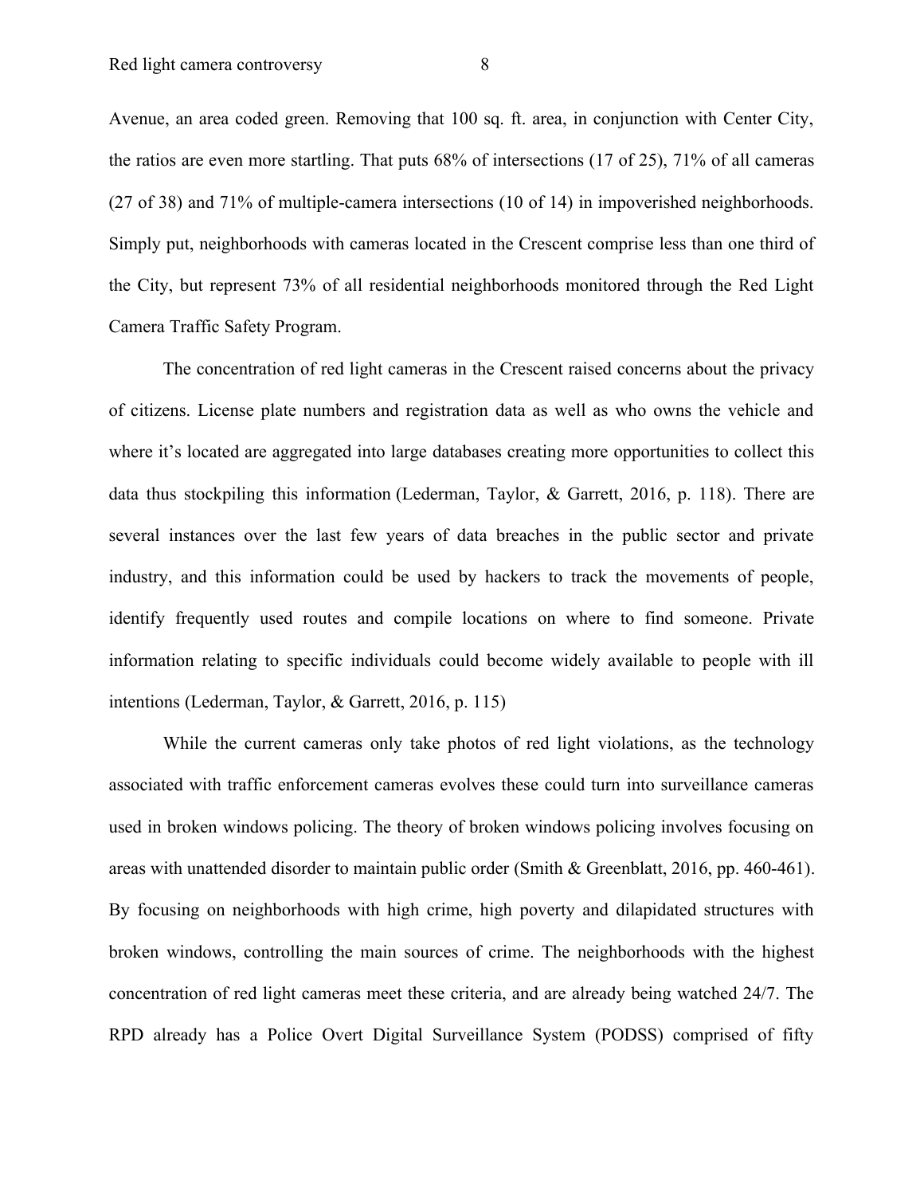Avenue, an area coded green. Removing that 100 sq. ft. area, in conjunction with Center City, the ratios are even more startling. That puts 68% of intersections (17 of 25), 71% of all cameras (27 of 38) and 71% of multiple-camera intersections (10 of 14) in impoverished neighborhoods. Simply put, neighborhoods with cameras located in the Crescent comprise less than one third of the City, but represent 73% of all residential neighborhoods monitored through the Red Light Camera Traffic Safety Program.

The concentration of red light cameras in the Crescent raised concerns about the privacy of citizens. License plate numbers and registration data as well as who owns the vehicle and where it's located are aggregated into large databases creating more opportunities to collect this data thus stockpiling this information (Lederman, Taylor, & Garrett, 2016, p. 118). There are several instances over the last few years of data breaches in the public sector and private industry, and this information could be used by hackers to track the movements of people, identify frequently used routes and compile locations on where to find someone. Private information relating to specific individuals could become widely available to people with ill intentions (Lederman, Taylor, & Garrett, 2016, p. 115)

While the current cameras only take photos of red light violations, as the technology associated with traffic enforcement cameras evolves these could turn into surveillance cameras used in broken windows policing. The theory of broken windows policing involves focusing on areas with unattended disorder to maintain public order (Smith & Greenblatt, 2016, pp. 460-461). By focusing on neighborhoods with high crime, high poverty and dilapidated structures with broken windows, controlling the main sources of crime. The neighborhoods with the highest concentration of red light cameras meet these criteria, and are already being watched 24/7. The RPD already has a Police Overt Digital Surveillance System (PODSS) comprised of fifty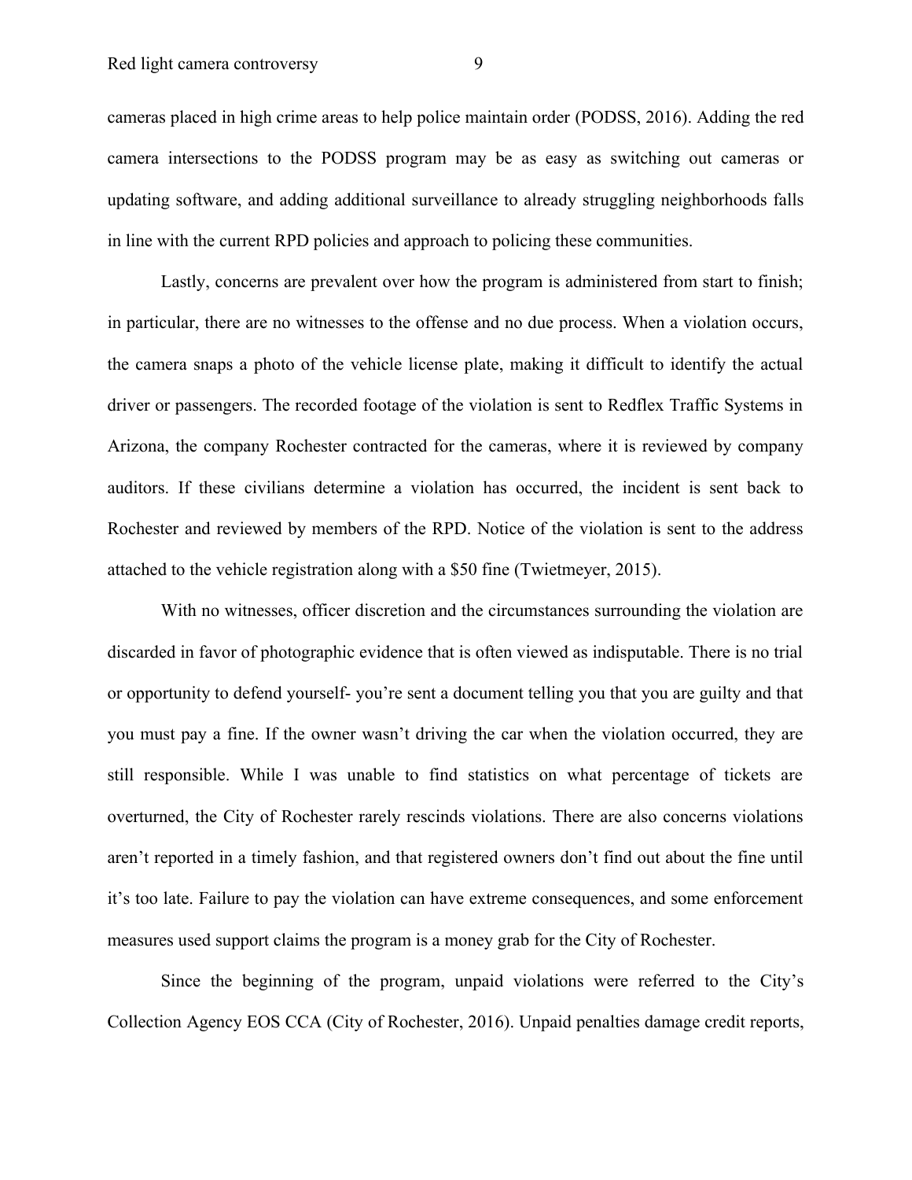cameras placed in high crime areas to help police maintain order (PODSS, 2016). Adding the red camera intersections to the PODSS program may be as easy as switching out cameras or updating software, and adding additional surveillance to already struggling neighborhoods falls in line with the current RPD policies and approach to policing these communities.

Lastly, concerns are prevalent over how the program is administered from start to finish; in particular, there are no witnesses to the offense and no due process. When a violation occurs, the camera snaps a photo of the vehicle license plate, making it difficult to identify the actual driver or passengers. The recorded footage of the violation is sent to Redflex Traffic Systems in Arizona, the company Rochester contracted for the cameras, where it is reviewed by company auditors. If these civilians determine a violation has occurred, the incident is sent back to Rochester and reviewed by members of the RPD. Notice of the violation is sent to the address attached to the vehicle registration along with a $50 fine (Twietmeyer, 2015).

With no witnesses, officer discretion and the circumstances surrounding the violation are discarded in favor of photographic evidence that is often viewed as indisputable. There is no trial or opportunity to defend yourself- you're sent a document telling you that you are guilty and that you must pay a fine. If the owner wasn't driving the car when the violation occurred, they are still responsible. While I was unable to find statistics on what percentage of tickets are overturned, the City of Rochester rarely rescinds violations. There are also concerns violations aren't reported in a timely fashion, and that registered owners don't find out about the fine until it's too late. Failure to pay the violation can have extreme consequences, and some enforcement measures used support claims the program is a money grab for the City of Rochester.

Since the beginning of the program, unpaid violations were referred to the City's Collection Agency EOS CCA (City of Rochester, 2016). Unpaid penalties damage credit reports,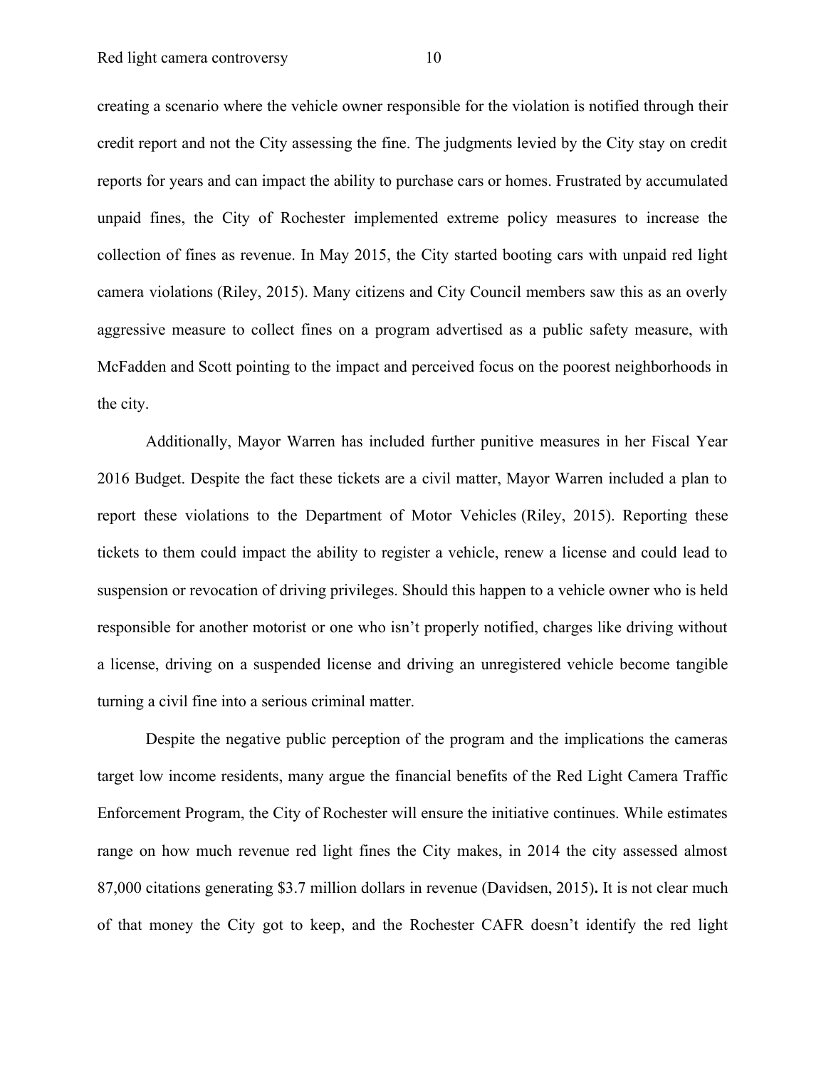creating a scenario where the vehicle owner responsible for the violation is notified through their credit report and not the City assessing the fine. The judgments levied by the City stay on credit reports for years and can impact the ability to purchase cars or homes. Frustrated by accumulated unpaid fines, the City of Rochester implemented extreme policy measures to increase the collection of fines as revenue. In May 2015, the City started booting cars with unpaid red light camera violations (Riley, 2015). Many citizens and City Council members saw this as an overly aggressive measure to collect fines on a program advertised as a public safety measure, with McFadden and Scott pointing to the impact and perceived focus on the poorest neighborhoods in the city.

Additionally, Mayor Warren has included further punitive measures in her Fiscal Year 2016 Budget. Despite the fact these tickets are a civil matter, Mayor Warren included a plan to report these violations to the Department of Motor Vehicles (Riley, 2015). Reporting these tickets to them could impact the ability to register a vehicle, renew a license and could lead to suspension or revocation of driving privileges. Should this happen to a vehicle owner who is held responsible for another motorist or one who isn't properly notified, charges like driving without a license, driving on a suspended license and driving an unregistered vehicle become tangible turning a civil fine into a serious criminal matter.

Despite the negative public perception of the program and the implications the cameras target low income residents, many argue the financial benefits of the Red Light Camera Traffic Enforcement Program, the City of Rochester will ensure the initiative continues. While estimates range on how much revenue red light fines the City makes, in 2014 the city assessed almost 87,000 citations generating $3.7 million dollars in revenue (Davidsen, 2015)**.** It is not clear much of that money the City got to keep, and the Rochester CAFR doesn't identify the red light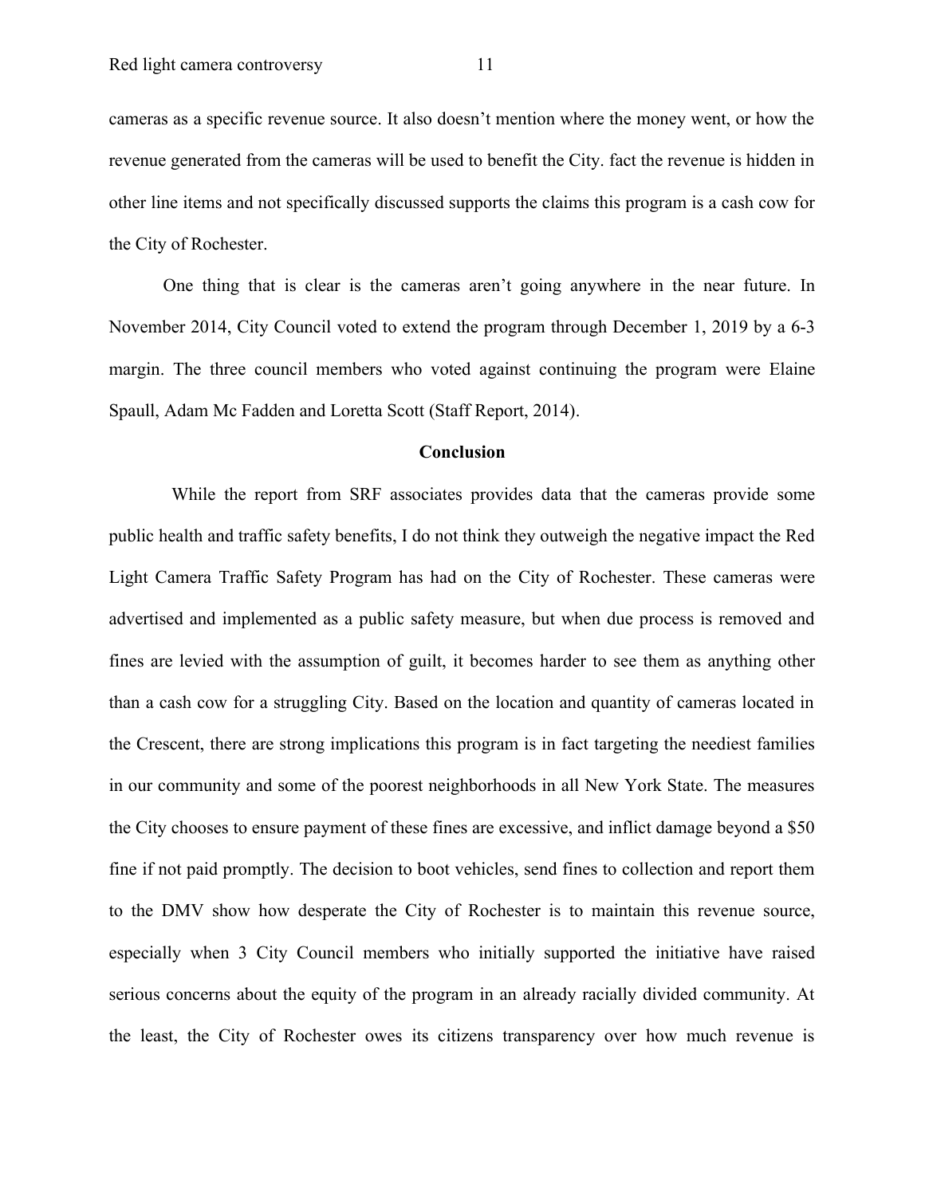cameras as a specific revenue source. It also doesn't mention where the money went, or how the revenue generated from the cameras will be used to benefit the City. fact the revenue is hidden in other line items and not specifically discussed supports the claims this program is a cash cow for the City of Rochester.

One thing that is clear is the cameras aren't going anywhere in the near future. In November 2014, City Council voted to extend the program through December 1, 2019 by a 6-3 margin. The three council members who voted against continuing the program were Elaine Spaull, Adam Mc Fadden and Loretta Scott (Staff Report, 2014).

## Conclusion

While the report from SRF associates provides data that the cameras provide some public health and traffic safety benefits, I do not think they outweigh the negative impact the Red Light Camera Traffic Safety Program has had on the City of Rochester. These cameras were advertised and implemented as a public safety measure, but when due process is removed and fines are levied with the assumption of guilt, it becomes harder to see them as anything other than a cash cow for a struggling City. Based on the location and quantity of cameras located in the Crescent, there are strong implications this program is in fact targeting the neediest families in our community and some of the poorest neighborhoods in all New York State. The measures the City chooses to ensure payment of these fines are excessive, and inflict damage beyond a $50 fine if not paid promptly. The decision to boot vehicles, send fines to collection and report them to the DMV show how desperate the City of Rochester is to maintain this revenue source, especially when 3 City Council members who initially supported the initiative have raised serious concerns about the equity of the program in an already racially divided community. At the least, the City of Rochester owes its citizens transparency over how much revenue is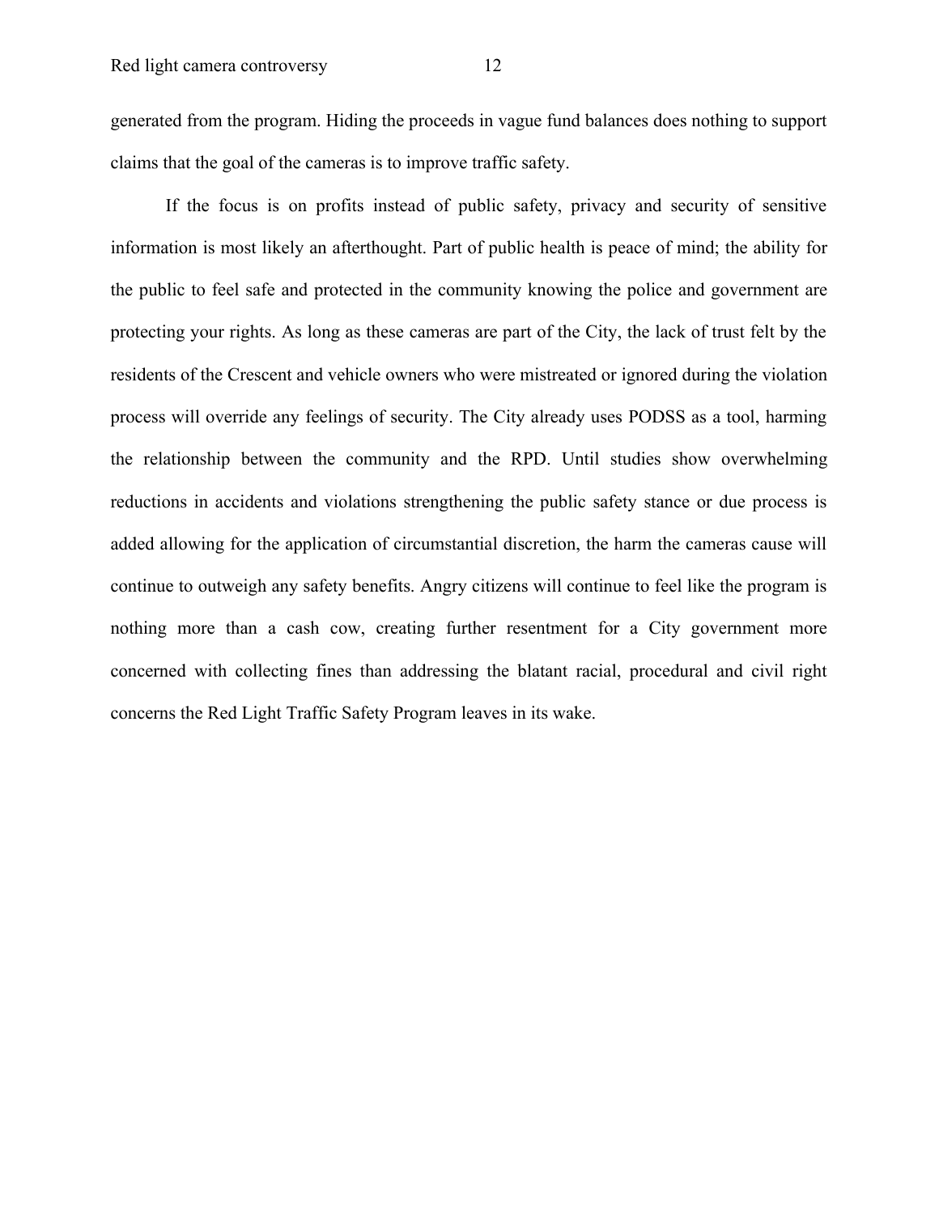generated from the program. Hiding the proceeds in vague fund balances does nothing to support claims that the goal of the cameras is to improve traffic safety.

If the focus is on profits instead of public safety, privacy and security of sensitive information is most likely an afterthought. Part of public health is peace of mind; the ability for the public to feel safe and protected in the community knowing the police and government are protecting your rights. As long as these cameras are part of the City, the lack of trust felt by the residents of the Crescent and vehicle owners who were mistreated or ignored during the violation process will override any feelings of security. The City already uses PODSS as a tool, harming the relationship between the community and the RPD. Until studies show overwhelming reductions in accidents and violations strengthening the public safety stance or due process is added allowing for the application of circumstantial discretion, the harm the cameras cause will continue to outweigh any safety benefits. Angry citizens will continue to feel like the program is nothing more than a cash cow, creating further resentment for a City government more concerned with collecting fines than addressing the blatant racial, procedural and civil right concerns the Red Light Traffic Safety Program leaves in its wake.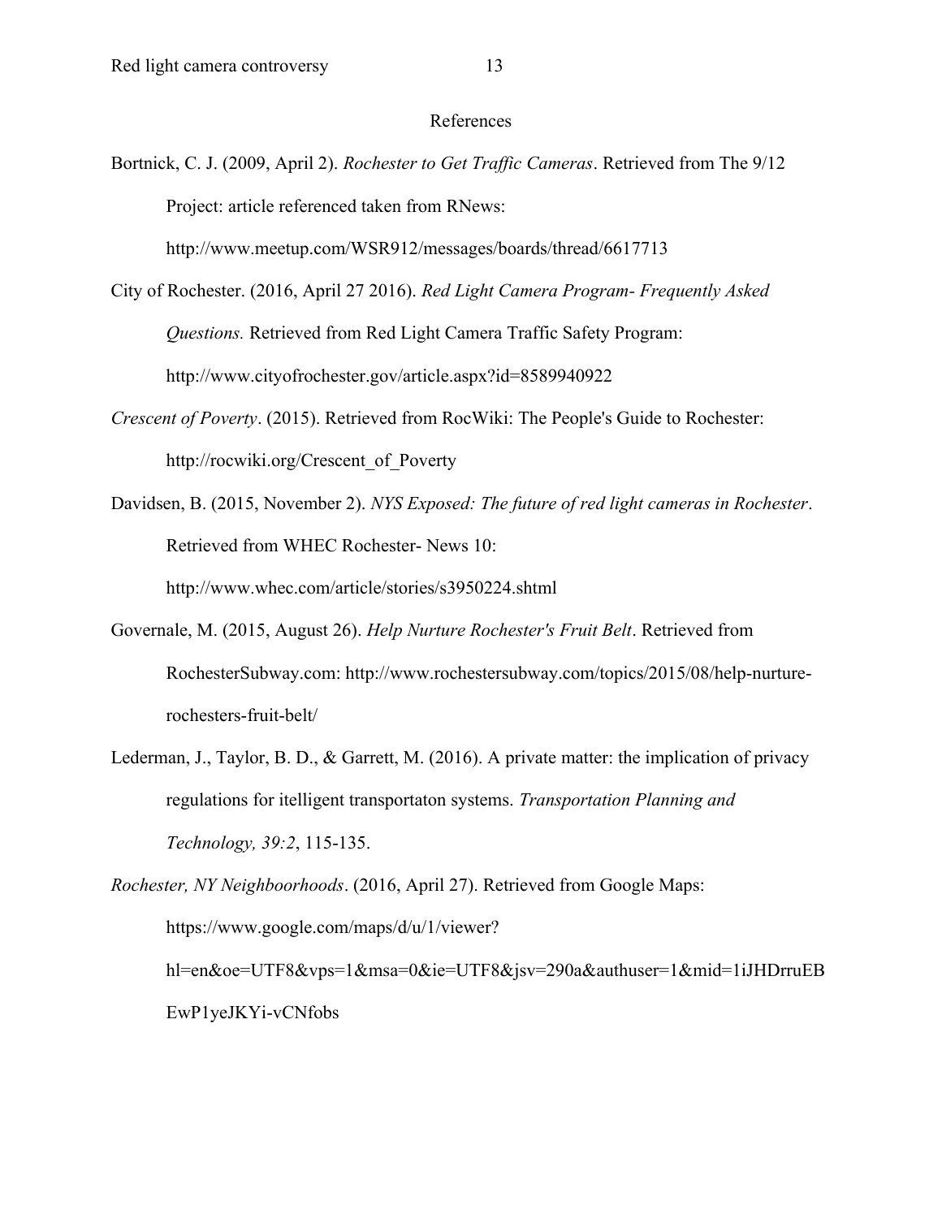# References

Bortnick, C. J. (2009, April 2). *Rochester to Get Traffic Cameras*. Retrieved from The 9/12 Project: article referenced taken from RNews: http://www.meetup.com/WSR912/messages/boards/thread/6617713

City of Rochester. (2016, April 27 2016). *Red Light Camera Program- Frequently Asked Questions.* Retrieved from Red Light Camera Traffic Safety Program: http://www.cityofrochester.gov/article.aspx?id=8589940922

*Crescent of Poverty*. (2015). Retrieved from RocWiki: The People's Guide to Rochester: http://rocwiki.org/Crescent_of_Poverty

Davidsen, B. (2015, November 2). *NYS Exposed: The future of red light cameras in Rochester*. Retrieved from WHEC Rochester- News 10: http://www.whec.com/article/stories/s3950224.shtml

Governale, M. (2015, August 26). *Help Nurture Rochester's Fruit Belt*. Retrieved from RochesterSubway.com: http://www.rochestersubway.com/topics/2015/08/help-nurture-rochesters-fruit-belt/

Lederman, J., Taylor, B. D., & Garrett, M. (2016). A private matter: the implication of privacy regulations for itelligent transportaton systems. *Transportation Planning and Technology, 39:2*, 115-135.

*Rochester, NY Neighboorhoods*. (2016, April 27). Retrieved from Google Maps: https://www.google.com/maps/d/u/1/viewer?hl=en&oe=UTF8&vps=1&msa=0&ie=UTF8&jsv=290a&authuser=1&mid=1iJHDrruEBEwP1yeJKYi-vCNfobs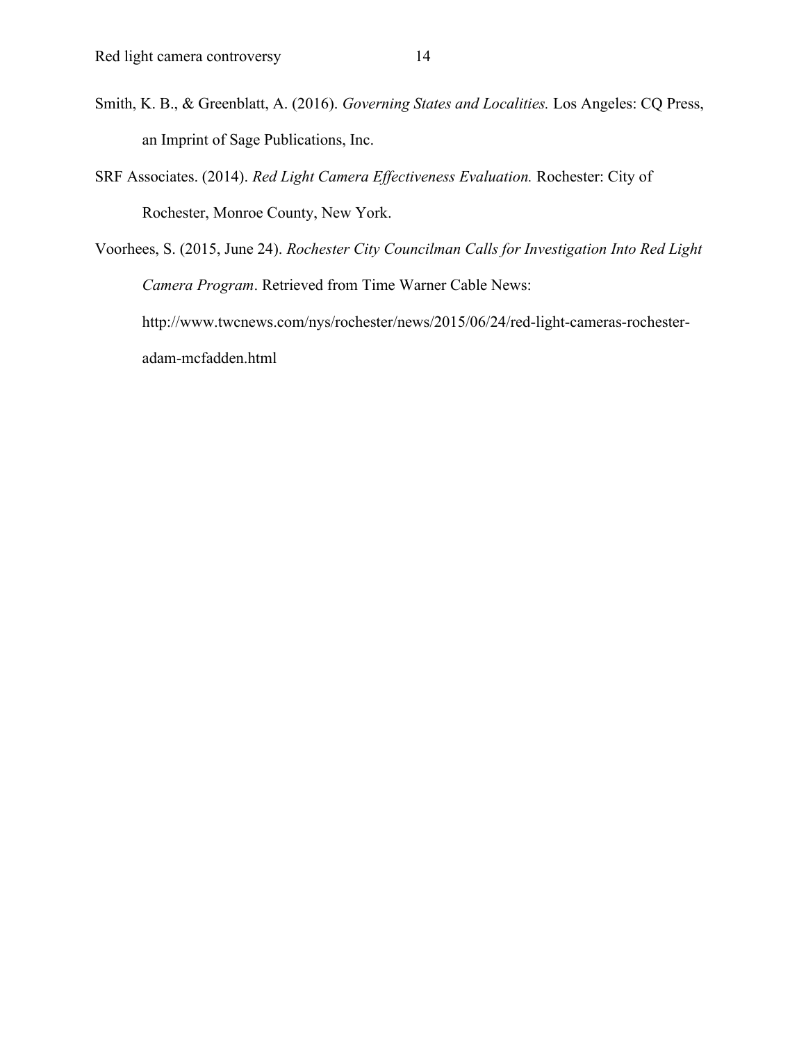Smith, K. B., & Greenblatt, A. (2016). *Governing States and Localities.* Los Angeles: CQ Press, an Imprint of Sage Publications, Inc.

SRF Associates. (2014). *Red Light Camera Effectiveness Evaluation.* Rochester: City of Rochester, Monroe County, New York.

Voorhees, S. (2015, June 24). *Rochester City Councilman Calls for Investigation Into Red Light Camera Program*. Retrieved from Time Warner Cable News: http://www.twcnews.com/nys/rochester/news/2015/06/24/red-light-cameras-rochester-adam-mcfadden.html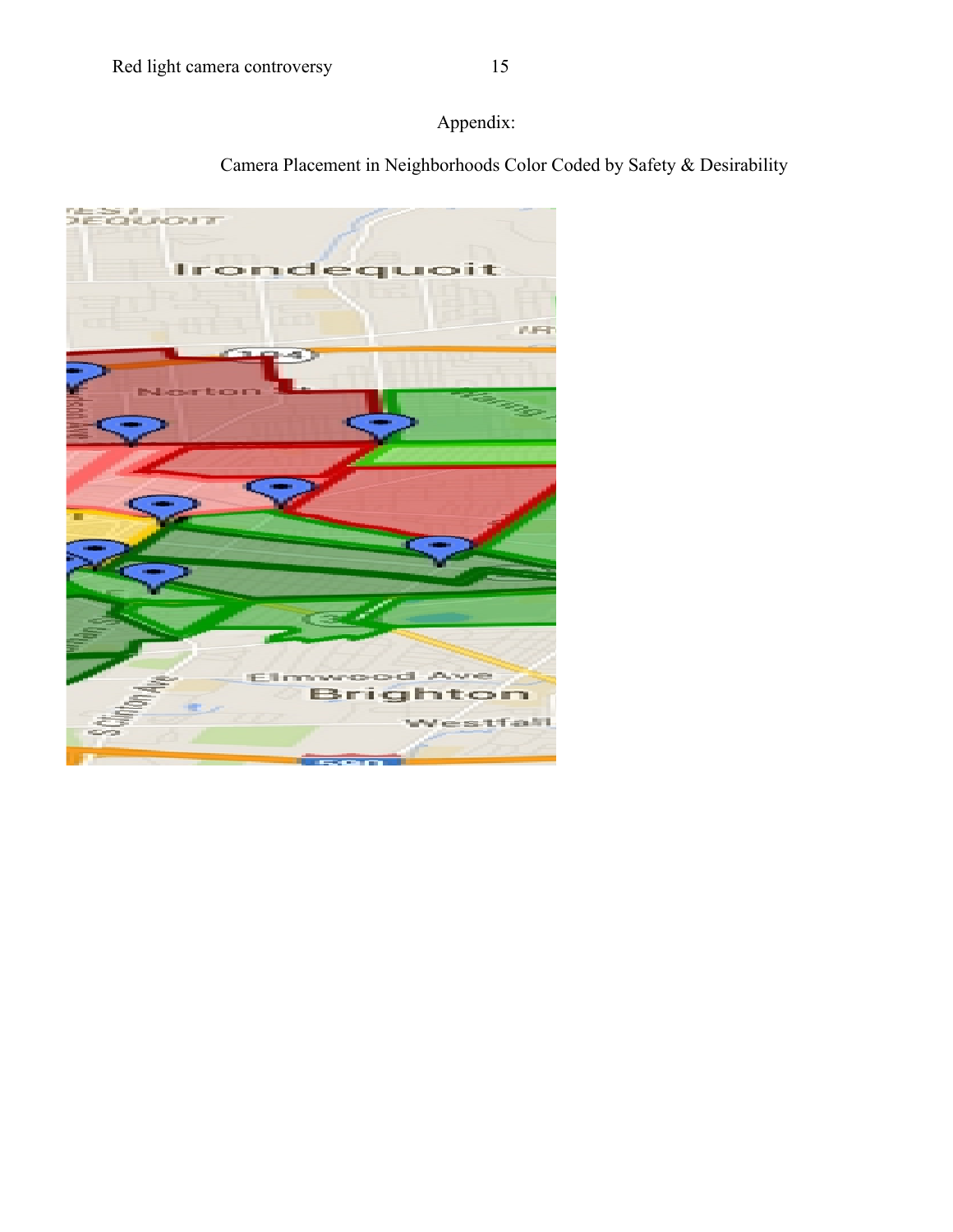Appendix:

Camera Placement in Neighborhoods Color Coded by Safety & Desirability

Irondequoit

Norton

Elmwood Ave

Brighton

S Clinton Ave

Westfall